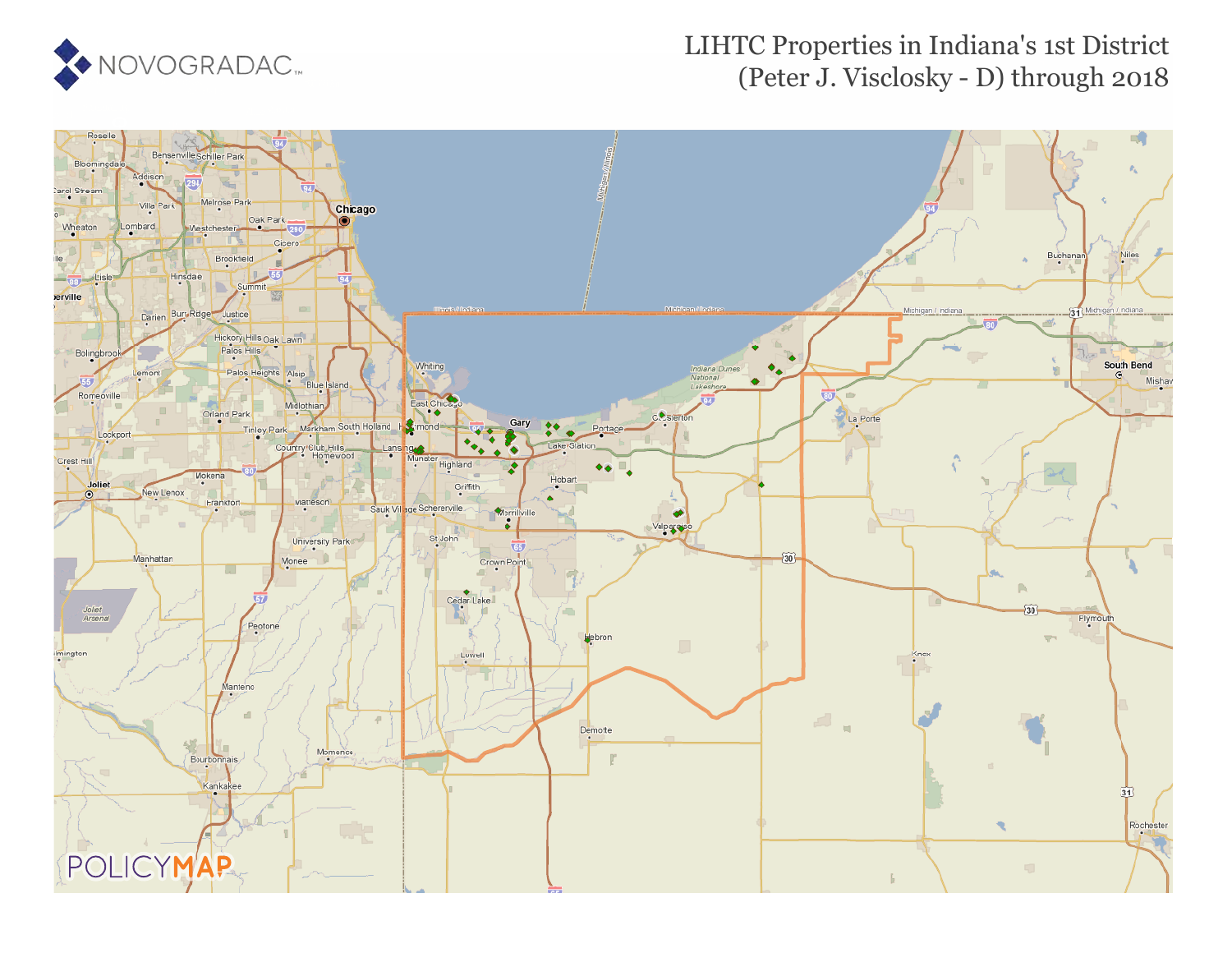NOVOGRADAC

# LIHTC Properties in Indiana's 1st District (Peter J. Visclosky - D) through 2018

POLICYMAP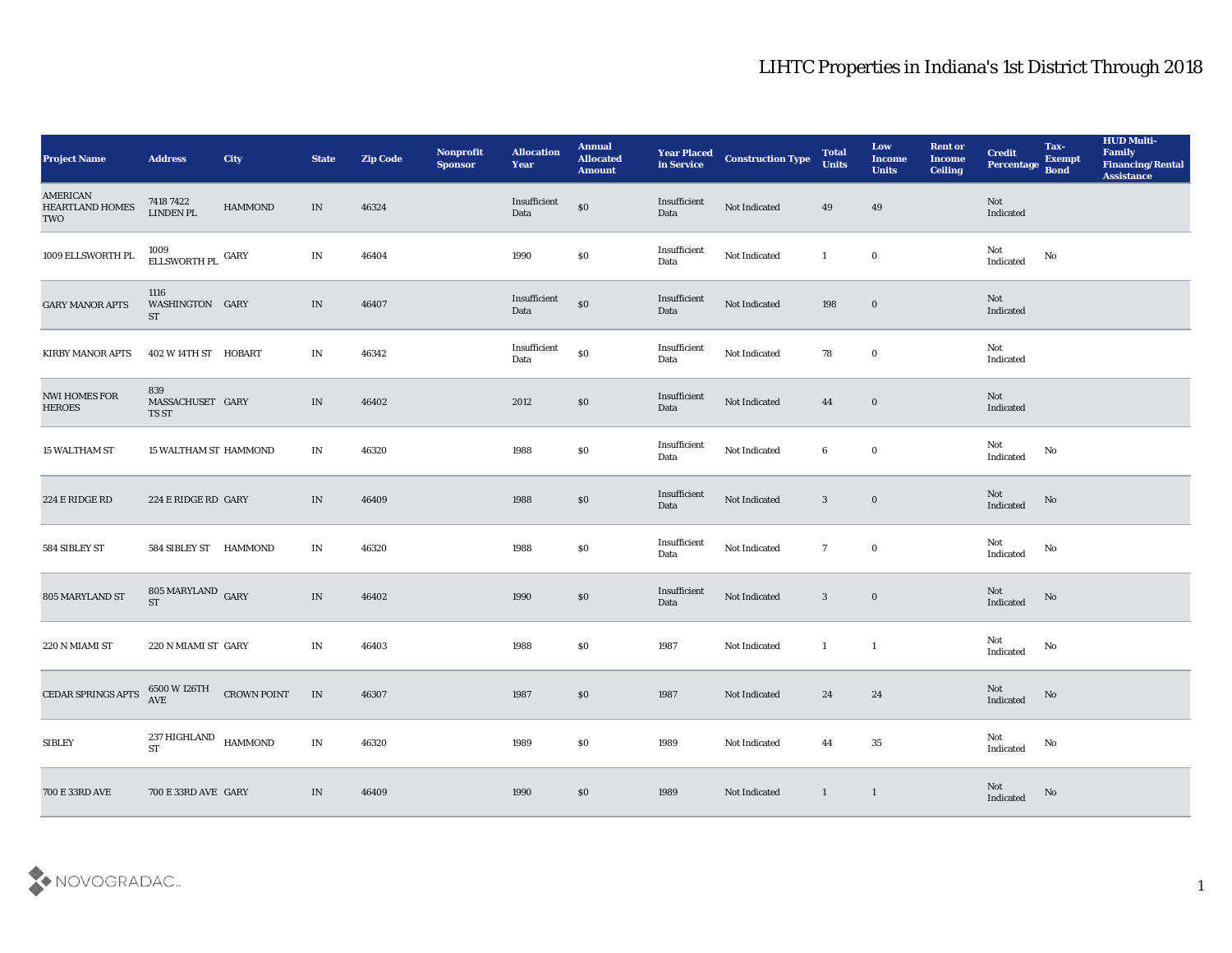# LIHTC Properties in Indiana's 1st District Through 2018

| Project Name | Address | City | State | Zip Code | Nonprofit Sponsor | Allocation Year | Annual Allocated Amount | Year Placed in Service | Construction Type | Total Units | Low Income Units | Rent or Income Ceiling | Credit Percentage | Tax-Exempt Bond | HUD Multi-Family Financing/Rental Assistance |
|---|---|---|---|---|---|---|---|---|---|---|---|---|---|---|---|
| AMERICAN HEARTLAND HOMES TWO | 7418 7422 LINDEN PL | HAMMOND | IN | 46324 | | Insufficient Data | $0 | Insufficient Data | Not Indicated | 49 | 49 | | Not Indicated | | |
| 1009 ELLSWORTH PL | 1009 ELLSWORTH PL | GARY | IN | 46404 | | 1990 | $0 | Insufficient Data | Not Indicated | 1 | 0 | | Not Indicated | No | |
| GARY MANOR APTS | 1116 WASHINGTON ST | GARY | IN | 46407 | | Insufficient Data | $0 | Insufficient Data | Not Indicated | 198 | 0 | | Not Indicated | | |
| KIRBY MANOR APTS | 402 W 14TH ST | HOBART | IN | 46342 | | Insufficient Data | $0 | Insufficient Data | Not Indicated | 78 | 0 | | Not Indicated | | |
| NWI HOMES FOR HEROES | 839 MASSACHUSETTS ST | GARY | IN | 46402 | | 2012 | $0 | Insufficient Data | Not Indicated | 44 | 0 | | Not Indicated | | |
| 15 WALTHAM ST | 15 WALTHAM ST | HAMMOND | IN | 46320 | | 1988 | $0 | Insufficient Data | Not Indicated | 6 | 0 | | Not Indicated | No | |
| 224 E RIDGE RD | 224 E RIDGE RD | GARY | IN | 46409 | | 1988 | $0 | Insufficient Data | Not Indicated | 3 | 0 | | Not Indicated | No | |
| 584 SIBLEY ST | 584 SIBLEY ST | HAMMOND | IN | 46320 | | 1988 | $0 | Insufficient Data | Not Indicated | 7 | 0 | | Not Indicated | No | |
| 805 MARYLAND ST | 805 MARYLAND ST | GARY | IN | 46402 | | 1990 | $0 | Insufficient Data | Not Indicated | 3 | 0 | | Not Indicated | No | |
| 220 N MIAMI ST | 220 N MIAMI ST | GARY | IN | 46403 | | 1988 | $0 | 1987 | Not Indicated | 1 | 1 | | Not Indicated | No | |
| CEDAR SPRINGS APTS | 6500 W 126TH AVE | CROWN POINT | IN | 46307 | | 1987 | $0 | 1987 | Not Indicated | 24 | 24 | | Not Indicated | No | |
| SIBLEY | 237 HIGHLAND ST | HAMMOND | IN | 46320 | | 1989 | $0 | 1989 | Not Indicated | 44 | 35 | | Not Indicated | No | |
| 700 E 33RD AVE | 700 E 33RD AVE | GARY | IN | 46409 | | 1990 | $0 | 1989 | Not Indicated | 1 | 1 | | Not Indicated | No | |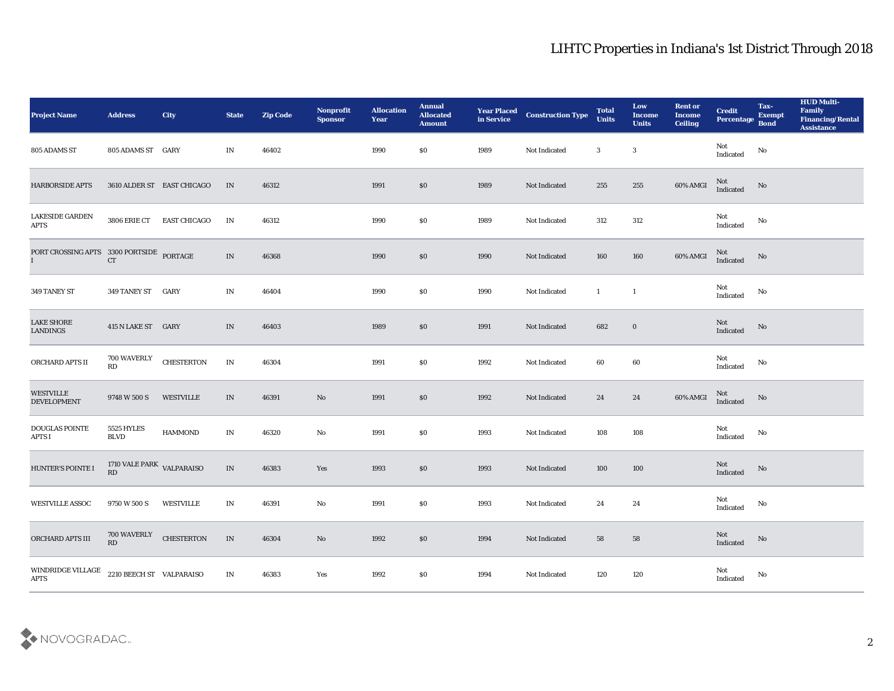# LIHTC Properties in Indiana's 1st District Through 2018

| Project Name | Address | City | State | Zip Code | Nonprofit Sponsor | Allocation Year | Annual Allocated Amount | Year Placed in Service | Construction Type | Total Units | Low Income Units | Rent or Income Ceiling | Credit Percentage | Tax-Exempt Bond | HUD Multi-Family Financing/Rental Assistance |
|---|---|---|---|---|---|---|---|---|---|---|---|---|---|---|---|
| 805 ADAMS ST | 805 ADAMS ST | GARY | IN | 46402 | | 1990 | $0 | 1989 | Not Indicated | 3 | 3 | | Not Indicated | No | |
| HARBORSIDE APTS | 3610 ALDER ST | EAST CHICAGO | IN | 46312 | | 1991 | $0 | 1989 | Not Indicated | 255 | 255 | 60% AMGI | Not Indicated | No | |
| LAKESIDE GARDEN APTS | 3806 ERIE CT | EAST CHICAGO | IN | 46312 | | 1990 | $0 | 1989 | Not Indicated | 312 | 312 | | Not Indicated | No | |
| PORT CROSSING APTS I | 3300 PORTSIDE CT | PORTAGE | IN | 46368 | | 1990 | $0 | 1990 | Not Indicated | 160 | 160 | 60% AMGI | Not Indicated | No | |
| 349 TANEY ST | 349 TANEY ST | GARY | IN | 46404 | | 1990 | $0 | 1990 | Not Indicated | 1 | 1 | | Not Indicated | No | |
| LAKE SHORE LANDINGS | 415 N LAKE ST | GARY | IN | 46403 | | 1989 | $0 | 1991 | Not Indicated | 682 | 0 | | Not Indicated | No | |
| ORCHARD APTS II | 700 WAVERLY RD | CHESTERTON | IN | 46304 | | 1991 | $0 | 1992 | Not Indicated | 60 | 60 | | Not Indicated | No | |
| WESTVILLE DEVELOPMENT | 9748 W 500 S | WESTVILLE | IN | 46391 | No | 1991 | $0 | 1992 | Not Indicated | 24 | 24 | 60% AMGI | Not Indicated | No | |
| DOUGLAS POINTE APTS I | 5525 HYLES BLVD | HAMMOND | IN | 46320 | No | 1991 | $0 | 1993 | Not Indicated | 108 | 108 | | Not Indicated | No | |
| HUNTER'S POINTE I | 1710 VALE PARK RD | VALPARAISO | IN | 46383 | Yes | 1993 | $0 | 1993 | Not Indicated | 100 | 100 | | Not Indicated | No | |
| WESTVILLE ASSOC | 9750 W 500 S | WESTVILLE | IN | 46391 | No | 1991 | $0 | 1993 | Not Indicated | 24 | 24 | | Not Indicated | No | |
| ORCHARD APTS III | 700 WAVERLY RD | CHESTERTON | IN | 46304 | No | 1992 | $0 | 1994 | Not Indicated | 58 | 58 | | Not Indicated | No | |
| WINDRIDGE VILLAGE APTS | 2210 BEECH ST | VALPARAISO | IN | 46383 | Yes | 1992 | $0 | 1994 | Not Indicated | 120 | 120 | | Not Indicated | No | |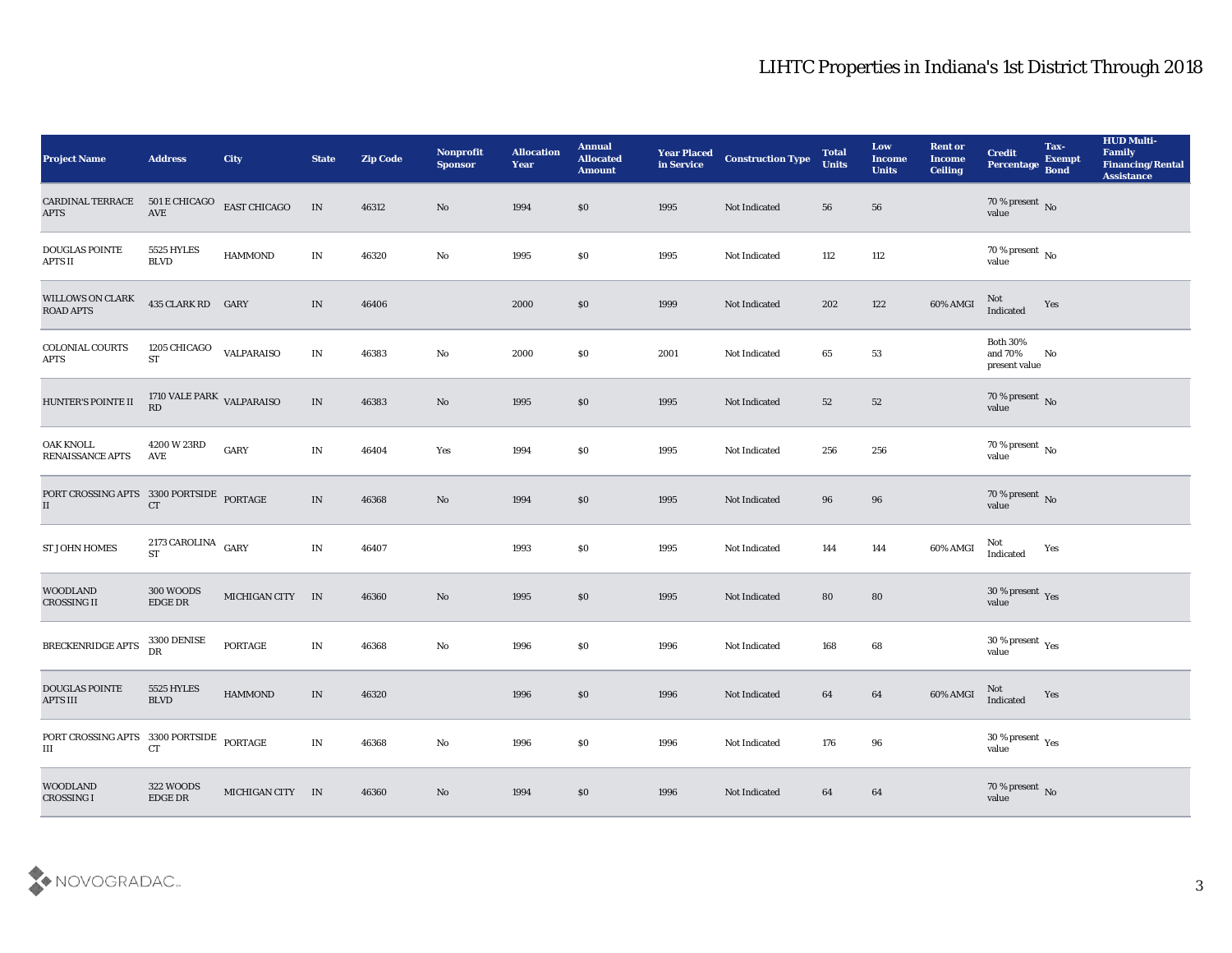# LIHTC Properties in Indiana's 1st District Through 2018

| Project Name | Address | City | State | Zip Code | Nonprofit Sponsor | Allocation Year | Annual Allocated Amount | Year Placed in Service | Construction Type | Total Units | Low Income Units | Rent or Income Ceiling | Credit Percentage | Tax-Exempt Bond | HUD Multi-Family Financing/Rental Assistance |
|---|---|---|---|---|---|---|---|---|---|---|---|---|---|---|---|
| CARDINAL TERRACE APTS | 501 E CHICAGO AVE | EAST CHICAGO | IN | 46312 | No | 1994 | $0 | 1995 | Not Indicated | 56 | 56 | | 70 % present value | No | |
| DOUGLAS POINTE APTS II | 5525 HYLES BLVD | HAMMOND | IN | 46320 | No | 1995 | $0 | 1995 | Not Indicated | 112 | 112 | | 70 % present value | No | |
| WILLOWS ON CLARK ROAD APTS | 435 CLARK RD | GARY | IN | 46406 | | 2000 | $0 | 1999 | Not Indicated | 202 | 122 | 60% AMGI | Not Indicated | Yes | |
| COLONIAL COURTS APTS | 1205 CHICAGO ST | VALPARAISO | IN | 46383 | No | 2000 | $0 | 2001 | Not Indicated | 65 | 53 | | Both 30% and 70% present value | No | |
| HUNTER'S POINTE II | 1710 VALE PARK RD | VALPARAISO | IN | 46383 | No | 1995 | $0 | 1995 | Not Indicated | 52 | 52 | | 70 % present value | No | |
| OAK KNOLL RENAISSANCE APTS | 4200 W 23RD AVE | GARY | IN | 46404 | Yes | 1994 | $0 | 1995 | Not Indicated | 256 | 256 | | 70 % present value | No | |
| PORT CROSSING APTS II | 3300 PORTSIDE CT | PORTAGE | IN | 46368 | No | 1994 | $0 | 1995 | Not Indicated | 96 | 96 | | 70 % present value | No | |
| ST JOHN HOMES | 2173 CAROLINA ST | GARY | IN | 46407 | | 1993 | $0 | 1995 | Not Indicated | 144 | 144 | 60% AMGI | Not Indicated | Yes | |
| WOODLAND CROSSING II | 300 WOODS EDGE DR | MICHIGAN CITY | IN | 46360 | No | 1995 | $0 | 1995 | Not Indicated | 80 | 80 | | 30 % present value | Yes | |
| BRECKENRIDGE APTS | 3300 DENISE DR | PORTAGE | IN | 46368 | No | 1996 | $0 | 1996 | Not Indicated | 168 | 68 | | 30 % present value | Yes | |
| DOUGLAS POINTE APTS III | 5525 HYLES BLVD | HAMMOND | IN | 46320 | | 1996 | $0 | 1996 | Not Indicated | 64 | 64 | 60% AMGI | Not Indicated | Yes | |
| PORT CROSSING APTS III | 3300 PORTSIDE CT | PORTAGE | IN | 46368 | No | 1996 | $0 | 1996 | Not Indicated | 176 | 96 | | 30 % present value | Yes | |
| WOODLAND CROSSING I | 322 WOODS EDGE DR | MICHIGAN CITY | IN | 46360 | No | 1994 | $0 | 1996 | Not Indicated | 64 | 64 | | 70 % present value | No | |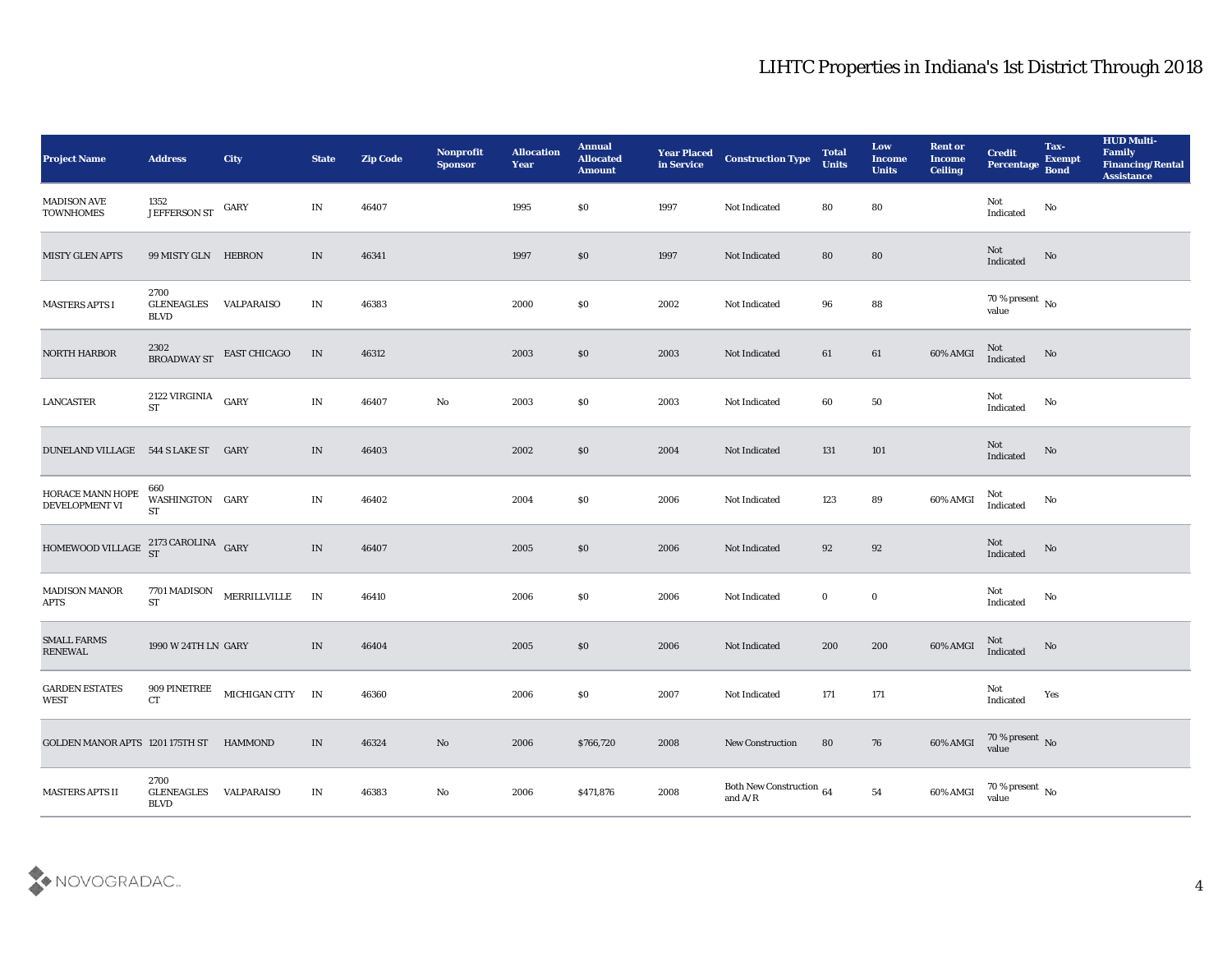# LIHTC Properties in Indiana's 1st District Through 2018

| Project Name | Address | City | State | Zip Code | Nonprofit Sponsor | Allocation Year | Annual Allocated Amount | Year Placed in Service | Construction Type | Total Units | Low Income Units | Rent or Income Ceiling | Credit Percentage | Tax-Exempt Bond | HUD Multi-Family Financing/Rental Assistance |
|---|---|---|---|---|---|---|---|---|---|---|---|---|---|---|---|
| MADISON AVE TOWNHOMES | 1352 JEFFERSON ST | GARY | IN | 46407 | | 1995 | $0 | 1997 | Not Indicated | 80 | 80 | | Not Indicated | No | |
| MISTY GLEN APTS | 99 MISTY GLN | HEBRON | IN | 46341 | | 1997 | $0 | 1997 | Not Indicated | 80 | 80 | | Not Indicated | No | |
| MASTERS APTS I | 2700 GLENEAGLES BLVD | VALPARAISO | IN | 46383 | | 2000 | $0 | 2002 | Not Indicated | 96 | 88 | | 70 % present value | No | |
| NORTH HARBOR | 2302 BROADWAY ST | EAST CHICAGO | IN | 46312 | | 2003 | $0 | 2003 | Not Indicated | 61 | 61 | 60% AMGI | Not Indicated | No | |
| LANCASTER | 2122 VIRGINIA ST | GARY | IN | 46407 | No | 2003 | $0 | 2003 | Not Indicated | 60 | 50 | | Not Indicated | No | |
| DUNELAND VILLAGE | 544 S LAKE ST | GARY | IN | 46403 | | 2002 | $0 | 2004 | Not Indicated | 131 | 101 | | Not Indicated | No | |
| HORACE MANN HOPE DEVELOPMENT VI | 660 WASHINGTON ST | GARY | IN | 46402 | | 2004 | $0 | 2006 | Not Indicated | 123 | 89 | 60% AMGI | Not Indicated | No | |
| HOMEWOOD VILLAGE | 2173 CAROLINA ST | GARY | IN | 46407 | | 2005 | $0 | 2006 | Not Indicated | 92 | 92 | | Not Indicated | No | |
| MADISON MANOR APTS | 7701 MADISON ST | MERRILLVILLE | IN | 46410 | | 2006 | $0 | 2006 | Not Indicated | 0 | 0 | | Not Indicated | No | |
| SMALL FARMS RENEWAL | 1990 W 24TH LN | GARY | IN | 46404 | | 2005 | $0 | 2006 | Not Indicated | 200 | 200 | 60% AMGI | Not Indicated | No | |
| GARDEN ESTATES WEST | 909 PINETREE CT | MICHIGAN CITY | IN | 46360 | | 2006 | $0 | 2007 | Not Indicated | 171 | 171 | | Not Indicated | Yes | |
| GOLDEN MANOR APTS | 1201 175TH ST | HAMMOND | IN | 46324 | No | 2006 | $766,720 | 2008 | New Construction | 80 | 76 | 60% AMGI | 70 % present value | No | |
| MASTERS APTS II | 2700 GLENEAGLES BLVD | VALPARAISO | IN | 46383 | No | 2006 | $471,876 | 2008 | Both New Construction and A/R | 64 | 54 | 60% AMGI | 70 % present value | No | |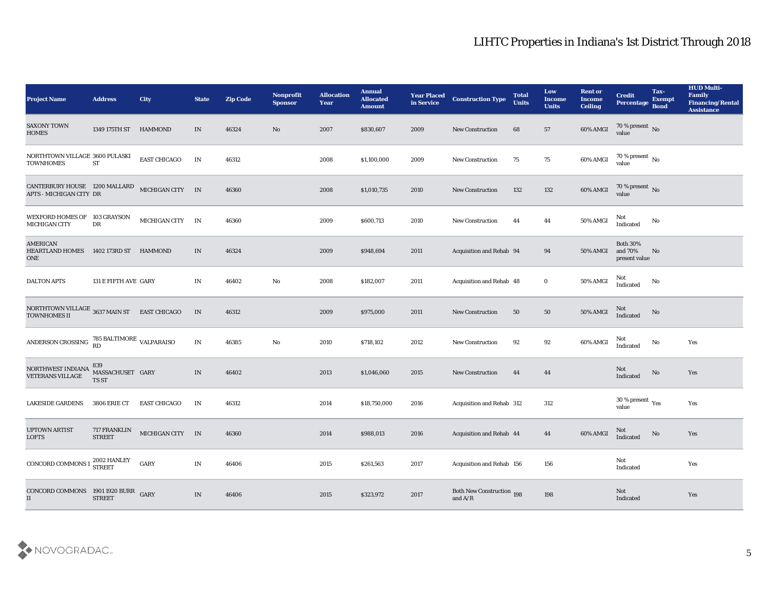# LIHTC Properties in Indiana's 1st District Through 2018

| Project Name | Address | City | State | Zip Code | Nonprofit Sponsor | Allocation Year | Annual Allocated Amount | Year Placed in Service | Construction Type | Total Units | Low Income Units | Rent or Income Ceiling | Credit Percentage | Tax-Exempt Bond | HUD Multi-Family Financing/Rental Assistance |
|---|---|---|---|---|---|---|---|---|---|---|---|---|---|---|---|
| SAXONY TOWN HOMES | 1349 175TH ST | HAMMOND | IN | 46324 | No | 2007 | $830,607 | 2009 | New Construction | 68 | 57 | 60% AMGI | 70 % present value | No | |
| NORTHTOWN VILLAGE TOWNHOMES | 3600 PULASKI ST | EAST CHICAGO | IN | 46312 | | 2008 | $1,100,000 | 2009 | New Construction | 75 | 75 | 60% AMGI | 70 % present value | No | |
| CANTERBURY HOUSE APTS - MICHIGAN CITY | 1200 MALLARD DR | MICHIGAN CITY | IN | 46360 | | 2008 | $1,010,735 | 2010 | New Construction | 132 | 132 | 60% AMGI | 70 % present value | No | |
| WEXFORD HOMES OF MICHIGAN CITY | 103 GRAYSON DR | MICHIGAN CITY | IN | 46360 | | 2009 | $600,713 | 2010 | New Construction | 44 | 44 | 50% AMGI | Not Indicated | No | |
| AMERICAN HEARTLAND HOMES ONE | 1402 173RD ST | HAMMOND | IN | 46324 | | 2009 | $948,694 | 2011 | Acquisition and Rehab | 94 | 94 | 50% AMGI | Both 30% and 70% present value | No | |
| DALTON APTS | 131 E FIFTH AVE | GARY | IN | 46402 | No | 2008 | $182,007 | 2011 | Acquisition and Rehab | 48 | 0 | 50% AMGI | Not Indicated | No | |
| NORTHTOWN VILLAGE TOWNHOMES II | 3637 MAIN ST | EAST CHICAGO | IN | 46312 | | 2009 | $975,000 | 2011 | New Construction | 50 | 50 | 50% AMGI | Not Indicated | No | |
| ANDERSON CROSSING | 785 BALTIMORE RD | VALPARAISO | IN | 46385 | No | 2010 | $718,102 | 2012 | New Construction | 92 | 92 | 60% AMGI | Not Indicated | No | Yes |
| NORTHWEST INDIANA VETERANS VILLAGE | 839 MASSACHUSETTS ST | GARY | IN | 46402 | | 2013 | $1,046,060 | 2015 | New Construction | 44 | 44 | | Not Indicated | No | Yes |
| LAKESIDE GARDENS | 3806 ERIE CT | EAST CHICAGO | IN | 46312 | | 2014 | $18,750,000 | 2016 | Acquisition and Rehab | 312 | 312 | | 30 % present value | Yes | Yes |
| UPTOWN ARTIST LOFTS | 717 FRANKLIN STREET | MICHIGAN CITY | IN | 46360 | | 2014 | $988,013 | 2016 | Acquisition and Rehab | 44 | 44 | 60% AMGI | Not Indicated | No | Yes |
| CONCORD COMMONS 1 | 2002 HANLEY STREET | GARY | IN | 46406 | | 2015 | $261,563 | 2017 | Acquisition and Rehab | 156 | 156 | | Not Indicated | | Yes |
| CONCORD COMMONS II | 1901 1920 BURR STREET | GARY | IN | 46406 | | 2015 | $323,972 | 2017 | Both New Construction and A/R | 198 | 198 | | Not Indicated | | Yes |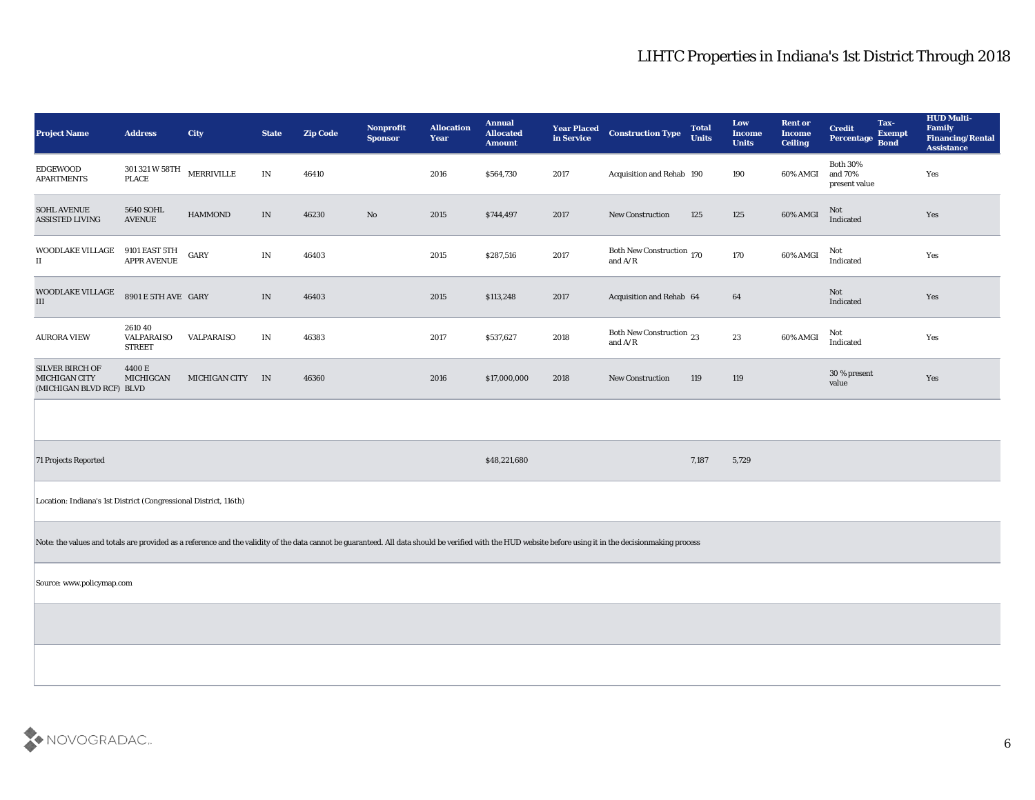# LIHTC Properties in Indiana's 1st District Through 2018

| Project Name | Address | City | State | Zip Code | Nonprofit Sponsor | Allocation Year | Annual Allocated Amount | Year Placed in Service | Construction Type | Total Units | Low Income Units | Rent or Income Ceiling | Credit Percentage | Tax-Exempt Bond | HUD Multi-Family Financing/Rental Assistance |
|---|---|---|---|---|---|---|---|---|---|---|---|---|---|---|---|
| EDGEWOOD APARTMENTS | 301 321 W 58TH PLACE | MERRIVILLE | IN | 46410 | | 2016 | $564,730 | 2017 | Acquisition and Rehab | 190 | 190 | 60% AMGI | Both 30% and 70% present value | | Yes |
| SOHL AVENUE ASSISTED LIVING | 5640 SOHL AVENUE | HAMMOND | IN | 46230 | No | 2015 | $744,497 | 2017 | New Construction | 125 | 125 | 60% AMGI | Not Indicated | | Yes |
| WOODLAKE VILLAGE II | 9101 EAST 5TH APPR AVENUE | GARY | IN | 46403 | | 2015 | $287,516 | 2017 | Both New Construction and A/R | 170 | 170 | 60% AMGI | Not Indicated | | Yes |
| WOODLAKE VILLAGE III | 8901 E 5TH AVE | GARY | IN | 46403 | | 2015 | $113,248 | 2017 | Acquisition and Rehab | 64 | 64 | | Not Indicated | | Yes |
| AURORA VIEW | 2610 40 VALPARAISO STREET | VALPARAISO | IN | 46383 | | 2017 | $537,627 | 2018 | Both New Construction and A/R | 23 | 23 | 60% AMGI | Not Indicated | | Yes |
| SILVER BIRCH OF MICHIGAN CITY (MICHIGAN BLVD RCF) | 4400 E MICHIGCAN BLVD | MICHIGAN CITY | IN | 46360 | | 2016 | $17,000,000 | 2018 | New Construction | 119 | 119 | | 30 % present value | | Yes |
| | | | | | | | | | | | | | | | |
| 71 Projects Reported | | | | | | | $48,221,680 | | | 7,187 | 5,729 | | | | |

Location: Indiana's 1st District (Congressional District, 116th)

Note: the values and totals are provided as a reference and the validity of the data cannot be guaranteed. All data should be verified with the HUD website before using it in the decisionmaking process

Source: www.policymap.com